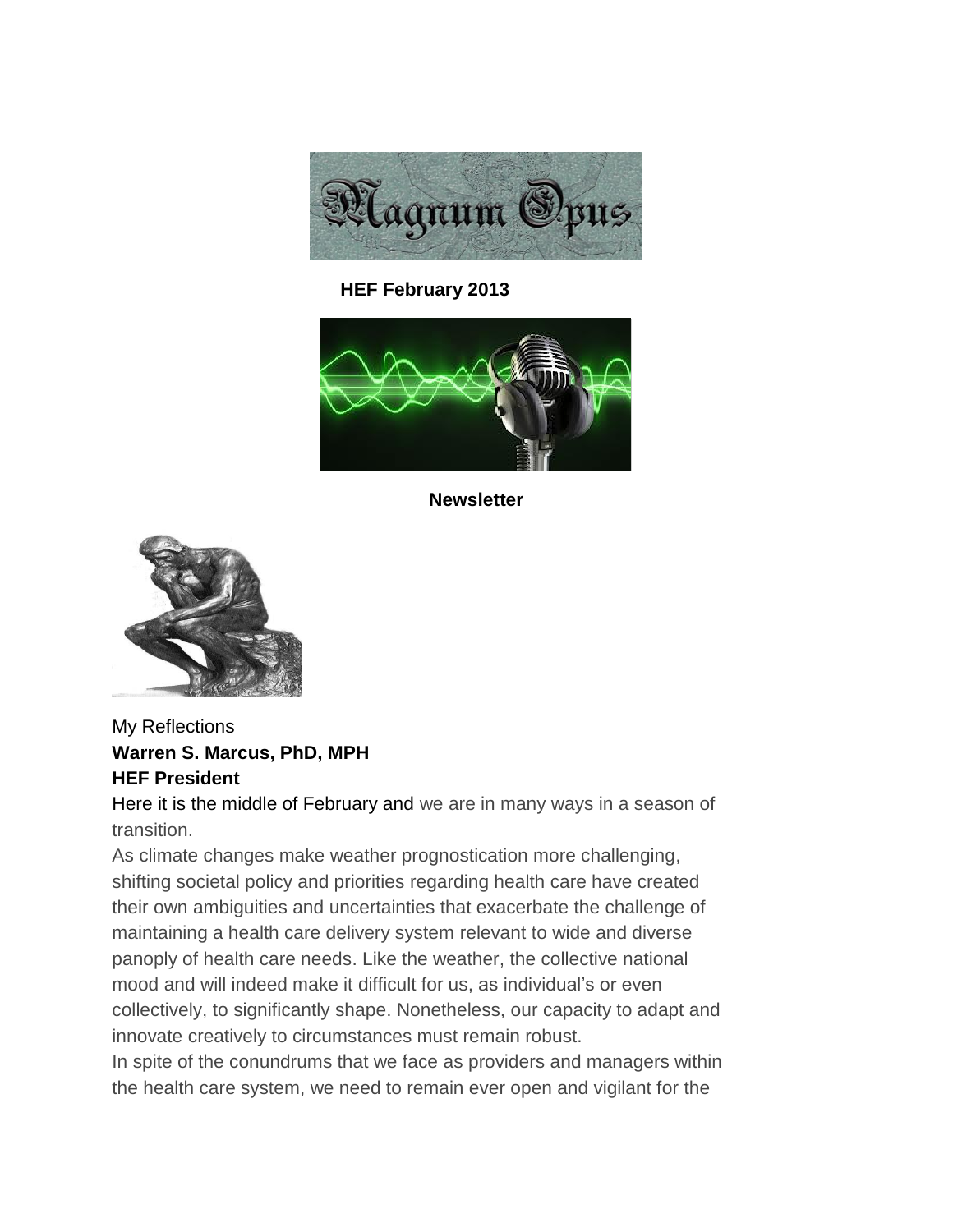Magnum Opus

**HEF February 2013**

**Newsletter**

My Reflections

**Warren S. Marcus, PhD, MPH**

**HEF President**

Here it is the middle of February and we are in many ways in a season of transition.

As climate changes make weather prognostication more challenging, shifting societal policy and priorities regarding health care have created their own ambiguities and uncertainties that exacerbate the challenge of maintaining a health care delivery system relevant to wide and diverse panoply of health care needs. Like the weather, the collective national mood and will indeed make it difficult for us, as individual's or even collectively, to significantly shape. Nonetheless, our capacity to adapt and innovate creatively to circumstances must remain robust.

In spite of the conundrums that we face as providers and managers within the health care system, we need to remain ever open and vigilant for the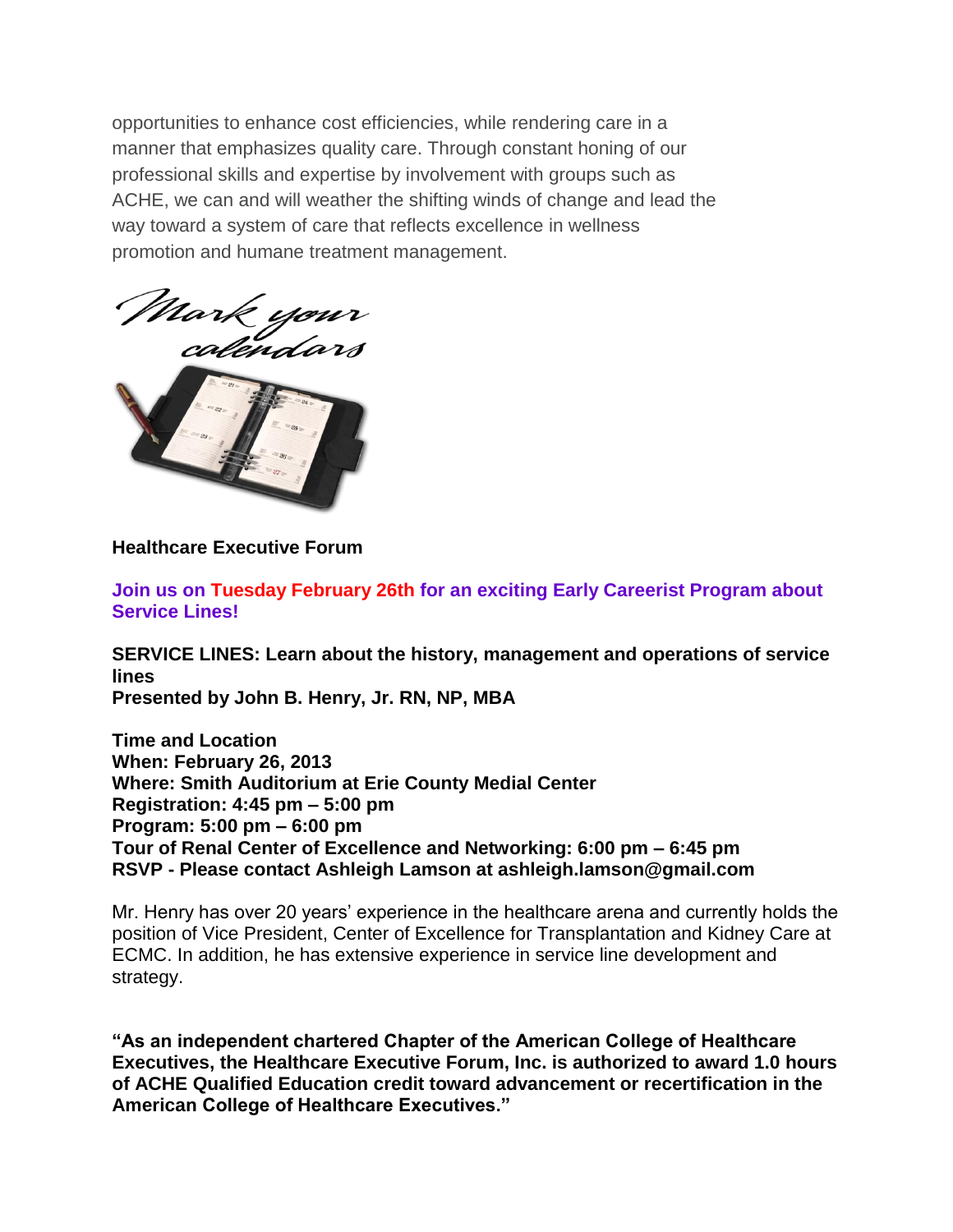opportunities to enhance cost efficiencies, while rendering care in a manner that emphasizes quality care. Through constant honing of our professional skills and expertise by involvement with groups such as ACHE, we can and will weather the shifting winds of change and lead the way toward a system of care that reflects excellence in wellness promotion and humane treatment management.

*Mark your calendars*

**Healthcare Executive Forum**

**Join us on Tuesday February 26th for an exciting Early Careerist Program about Service Lines!**

**SERVICE LINES: Learn about the history, management and operations of service lines**
**Presented by John B. Henry, Jr. RN, NP, MBA**

**Time and Location**
**When: February 26, 2013**
**Where: Smith Auditorium at Erie County Medial Center**
**Registration: 4:45 pm – 5:00 pm**
**Program: 5:00 pm – 6:00 pm**
**Tour of Renal Center of Excellence and Networking: 6:00 pm – 6:45 pm**
**RSVP - Please contact Ashleigh Lamson at ashleigh.lamson@gmail.com**

Mr. Henry has over 20 years' experience in the healthcare arena and currently holds the position of Vice President, Center of Excellence for Transplantation and Kidney Care at ECMC. In addition, he has extensive experience in service line development and strategy.

**"As an independent chartered Chapter of the American College of Healthcare Executives, the Healthcare Executive Forum, Inc. is authorized to award 1.0 hours of ACHE Qualified Education credit toward advancement or recertification in the American College of Healthcare Executives."**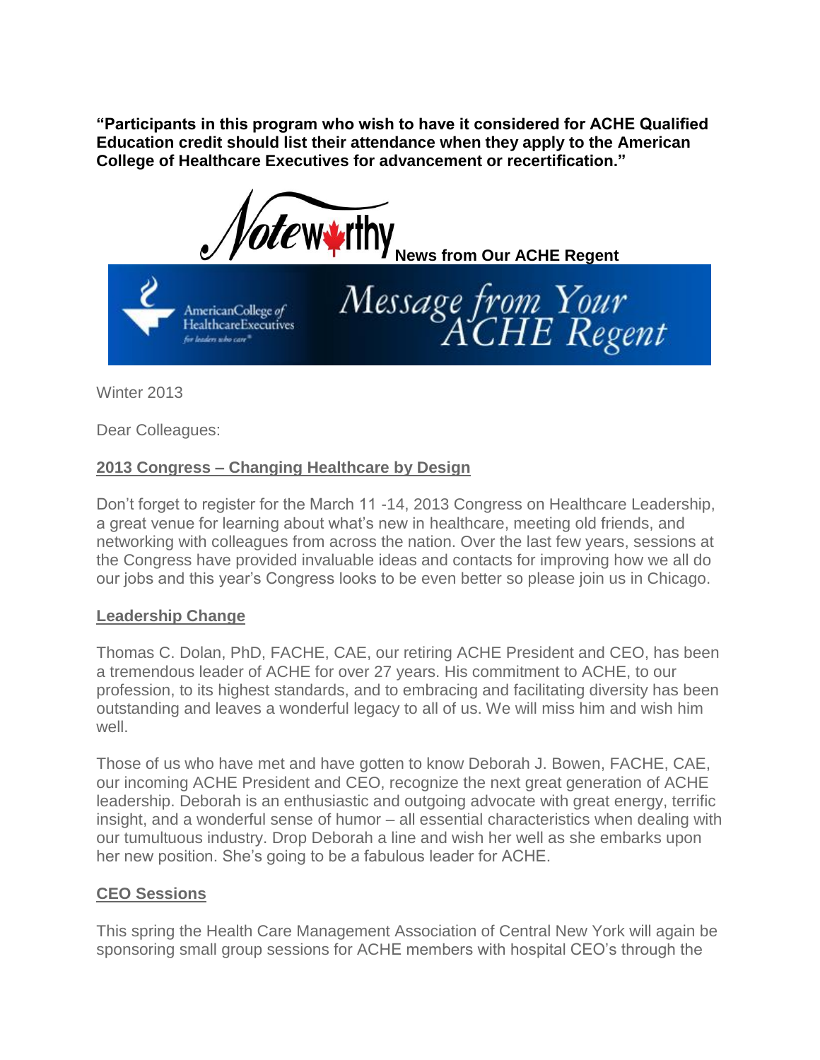**"Participants in this program who wish to have it considered for ACHE Qualified Education credit should list their attendance when they apply to the American College of Healthcare Executives for advancement or recertification."**

Noteworthy **News from Our ACHE Regent**

American College of Healthcare Executives *for leaders who care* — Message from Your ACHE Regent

Winter 2013

Dear Colleagues:

**2013 Congress – Changing Healthcare by Design**

Don't forget to register for the March 11 -14, 2013 Congress on Healthcare Leadership, a great venue for learning about what's new in healthcare, meeting old friends, and networking with colleagues from across the nation. Over the last few years, sessions at the Congress have provided invaluable ideas and contacts for improving how we all do our jobs and this year's Congress looks to be even better so please join us in Chicago.

**Leadership Change**

Thomas C. Dolan, PhD, FACHE, CAE, our retiring ACHE President and CEO, has been a tremendous leader of ACHE for over 27 years. His commitment to ACHE, to our profession, to its highest standards, and to embracing and facilitating diversity has been outstanding and leaves a wonderful legacy to all of us. We will miss him and wish him well.

Those of us who have met and have gotten to know Deborah J. Bowen, FACHE, CAE, our incoming ACHE President and CEO, recognize the next great generation of ACHE leadership. Deborah is an enthusiastic and outgoing advocate with great energy, terrific insight, and a wonderful sense of humor – all essential characteristics when dealing with our tumultuous industry. Drop Deborah a line and wish her well as she embarks upon her new position. She's going to be a fabulous leader for ACHE.

**CEO Sessions**

This spring the Health Care Management Association of Central New York will again be sponsoring small group sessions for ACHE members with hospital CEO's through the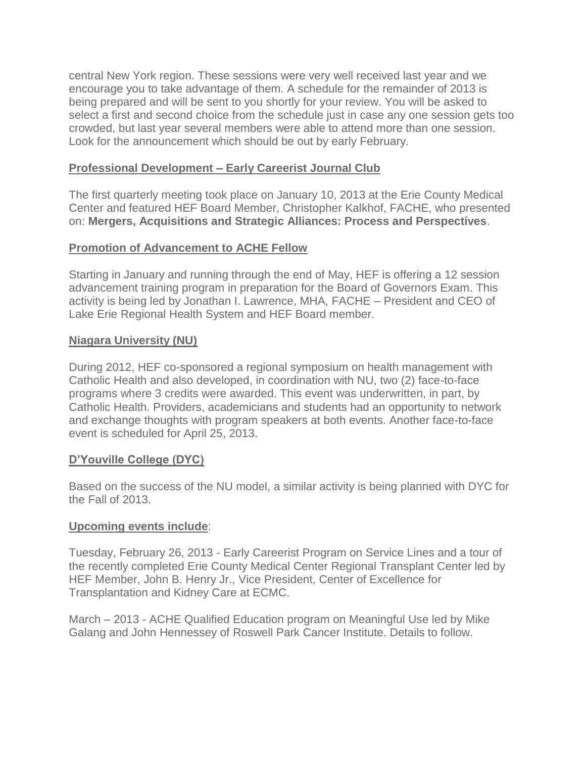central New York region. These sessions were very well received last year and we encourage you to take advantage of them. A schedule for the remainder of 2013 is being prepared and will be sent to you shortly for your review. You will be asked to select a first and second choice from the schedule just in case any one session gets too crowded, but last year several members were able to attend more than one session. Look for the announcement which should be out by early February.

## Professional Development – Early Careerist Journal Club

The first quarterly meeting took place on January 10, 2013 at the Erie County Medical Center and featured HEF Board Member, Christopher Kalkhof, FACHE, who presented on: **Mergers, Acquisitions and Strategic Alliances: Process and Perspectives**.

## Promotion of Advancement to ACHE Fellow

Starting in January and running through the end of May, HEF is offering a 12 session advancement training program in preparation for the Board of Governors Exam. This activity is being led by Jonathan I. Lawrence, MHA, FACHE – President and CEO of Lake Erie Regional Health System and HEF Board member.

## Niagara University (NU)

During 2012, HEF co-sponsored a regional symposium on health management with Catholic Health and also developed, in coordination with NU, two (2) face-to-face programs where 3 credits were awarded. This event was underwritten, in part, by Catholic Health. Providers, academicians and students had an opportunity to network and exchange thoughts with program speakers at both events. Another face-to-face event is scheduled for April 25, 2013.

## D'Youville College (DYC)

Based on the success of the NU model, a similar activity is being planned with DYC for the Fall of 2013.

## Upcoming events include:

Tuesday, February 26, 2013 - Early Careerist Program on Service Lines and a tour of the recently completed Erie County Medical Center Regional Transplant Center led by HEF Member, John B. Henry Jr., Vice President, Center of Excellence for Transplantation and Kidney Care at ECMC.

March – 2013 - ACHE Qualified Education program on Meaningful Use led by Mike Galang and John Hennessey of Roswell Park Cancer Institute. Details to follow.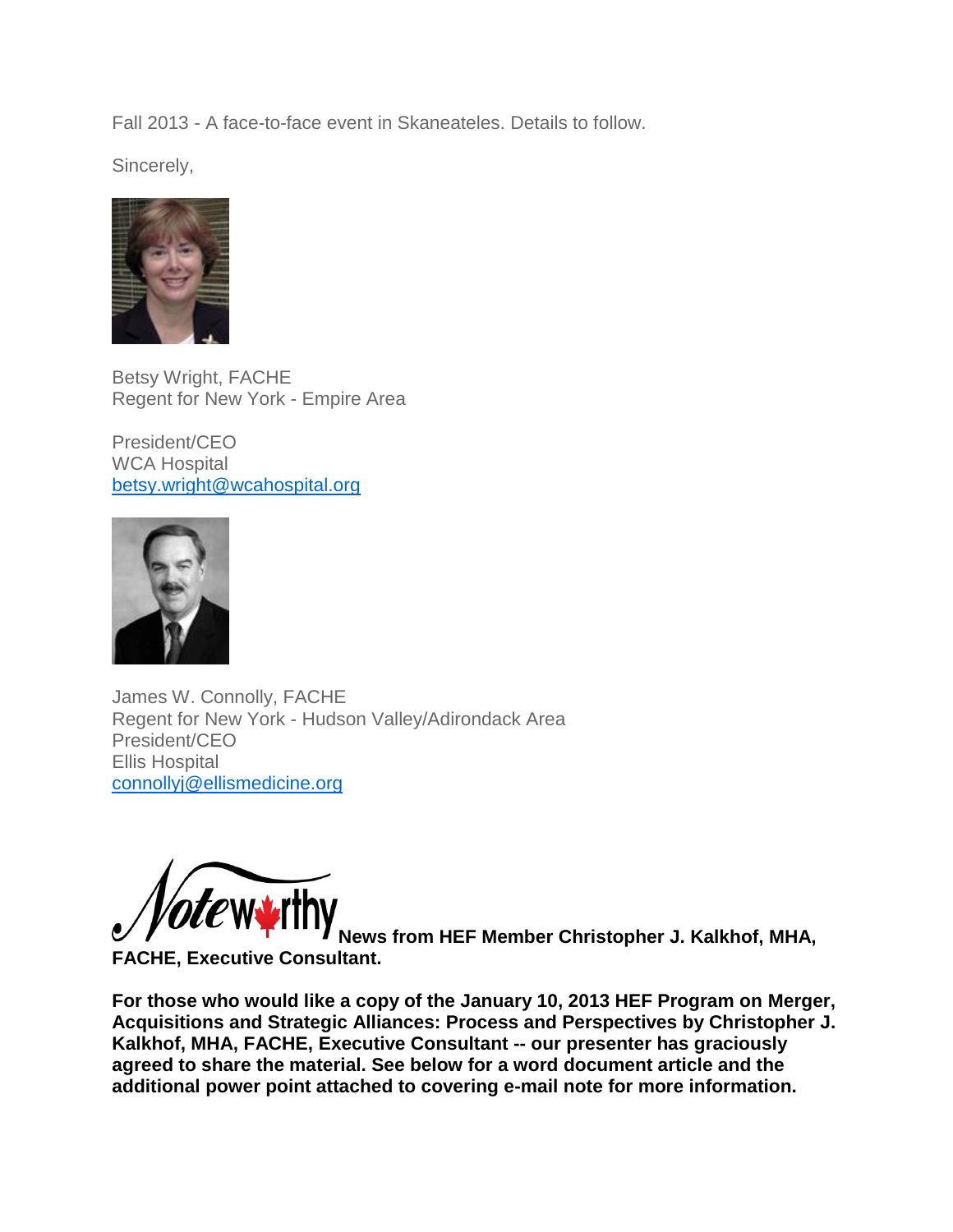Fall 2013 - A face-to-face event in Skaneateles. Details to follow.

Sincerely,

Betsy Wright, FACHE
Regent for New York - Empire Area

President/CEO
WCA Hospital
betsy.wright@wcahospital.org

James W. Connolly, FACHE
Regent for New York - Hudson Valley/Adirondack Area
President/CEO
Ellis Hospital
connollyj@ellismedicine.org

Noteworthy **News from HEF Member Christopher J. Kalkhof, MHA, FACHE, Executive Consultant.**

**For those who would like a copy of the January 10, 2013 HEF Program on Merger, Acquisitions and Strategic Alliances: Process and Perspectives by Christopher J. Kalkhof, MHA, FACHE, Executive Consultant -- our presenter has graciously agreed to share the material. See below for a word document article and the additional power point attached to covering e-mail note for more information.**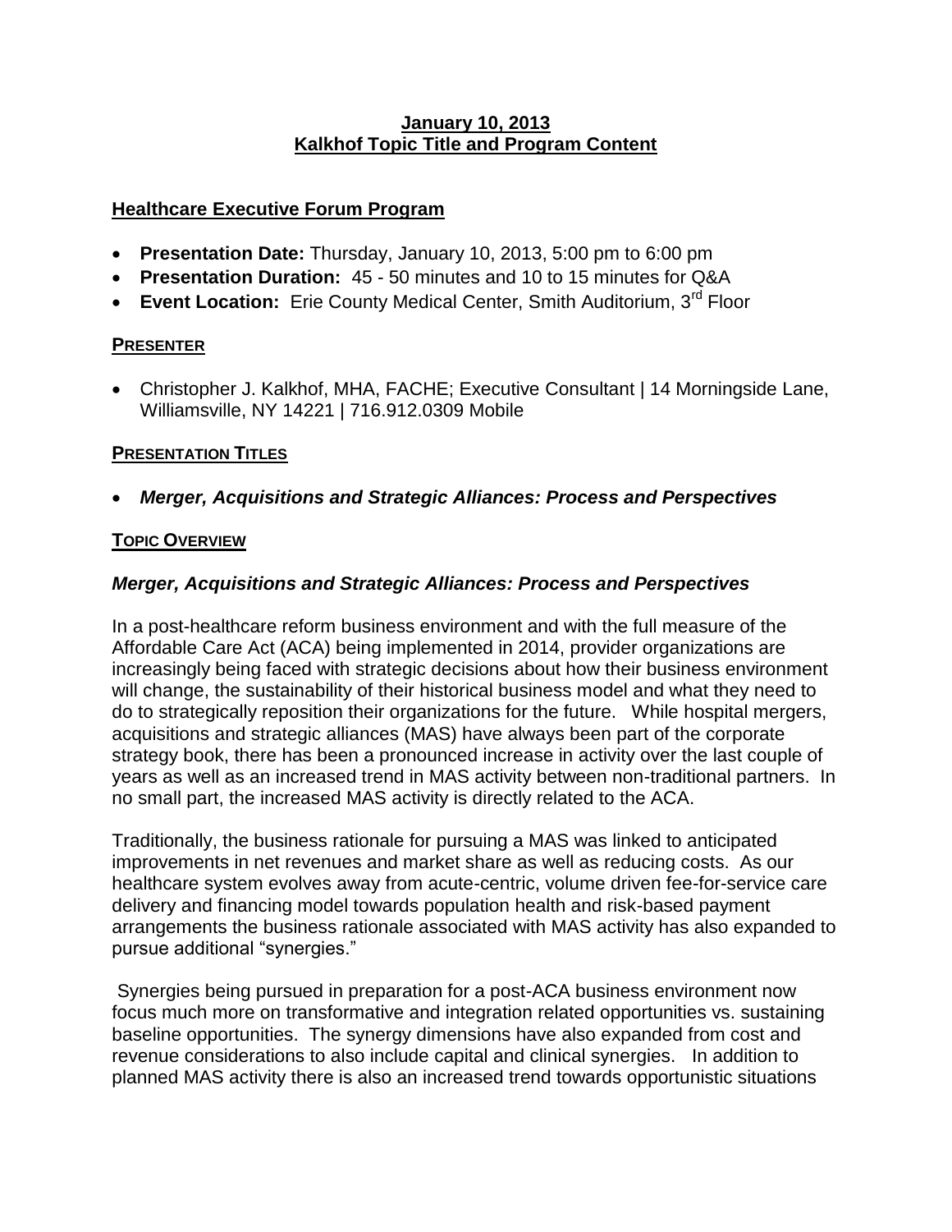**January 10, 2013**
**Kalkhof Topic Title and Program Content**

## Healthcare Executive Forum Program

- **Presentation Date:** Thursday, January 10, 2013, 5:00 pm to 6:00 pm
- **Presentation Duration:** 45 - 50 minutes and 10 to 15 minutes for Q&A
- **Event Location:** Erie County Medical Center, Smith Auditorium, 3rd Floor

### PRESENTER

- Christopher J. Kalkhof, MHA, FACHE; Executive Consultant | 14 Morningside Lane, Williamsville, NY 14221 | 716.912.0309 Mobile

### PRESENTATION TITLES

- ***Merger, Acquisitions and Strategic Alliances: Process and Perspectives***

### TOPIC OVERVIEW

***Merger, Acquisitions and Strategic Alliances: Process and Perspectives***

In a post-healthcare reform business environment and with the full measure of the Affordable Care Act (ACA) being implemented in 2014, provider organizations are increasingly being faced with strategic decisions about how their business environment will change, the sustainability of their historical business model and what they need to do to strategically reposition their organizations for the future. While hospital mergers, acquisitions and strategic alliances (MAS) have always been part of the corporate strategy book, there has been a pronounced increase in activity over the last couple of years as well as an increased trend in MAS activity between non-traditional partners. In no small part, the increased MAS activity is directly related to the ACA.

Traditionally, the business rationale for pursuing a MAS was linked to anticipated improvements in net revenues and market share as well as reducing costs. As our healthcare system evolves away from acute-centric, volume driven fee-for-service care delivery and financing model towards population health and risk-based payment arrangements the business rationale associated with MAS activity has also expanded to pursue additional "synergies."

Synergies being pursued in preparation for a post-ACA business environment now focus much more on transformative and integration related opportunities vs. sustaining baseline opportunities. The synergy dimensions have also expanded from cost and revenue considerations to also include capital and clinical synergies. In addition to planned MAS activity there is also an increased trend towards opportunistic situations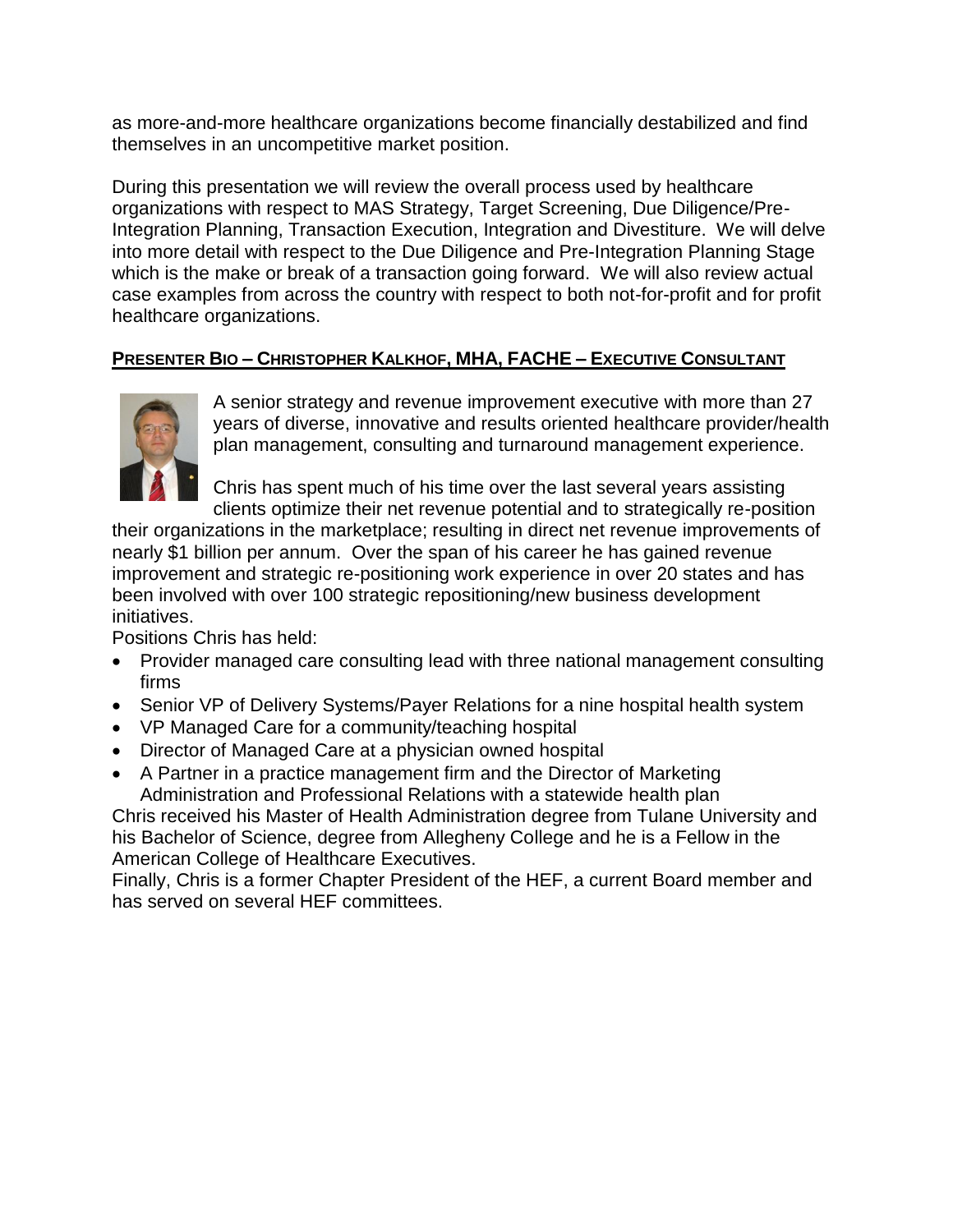as more-and-more healthcare organizations become financially destabilized and find themselves in an uncompetitive market position.

During this presentation we will review the overall process used by healthcare organizations with respect to MAS Strategy, Target Screening, Due Diligence/Pre-Integration Planning, Transaction Execution, Integration and Divestiture. We will delve into more detail with respect to the Due Diligence and Pre-Integration Planning Stage which is the make or break of a transaction going forward. We will also review actual case examples from across the country with respect to both not-for-profit and for profit healthcare organizations.

## PRESENTER BIO – CHRISTOPHER KALKHOF, MHA, FACHE – EXECUTIVE CONSULTANT

A senior strategy and revenue improvement executive with more than 27 years of diverse, innovative and results oriented healthcare provider/health plan management, consulting and turnaround management experience.

Chris has spent much of his time over the last several years assisting clients optimize their net revenue potential and to strategically re-position their organizations in the marketplace; resulting in direct net revenue improvements of nearly $1 billion per annum. Over the span of his career he has gained revenue improvement and strategic re-positioning work experience in over 20 states and has been involved with over 100 strategic repositioning/new business development initiatives.

Positions Chris has held:

- Provider managed care consulting lead with three national management consulting firms
- Senior VP of Delivery Systems/Payer Relations for a nine hospital health system
- VP Managed Care for a community/teaching hospital
- Director of Managed Care at a physician owned hospital
- A Partner in a practice management firm and the Director of Marketing Administration and Professional Relations with a statewide health plan

Chris received his Master of Health Administration degree from Tulane University and his Bachelor of Science, degree from Allegheny College and he is a Fellow in the American College of Healthcare Executives.

Finally, Chris is a former Chapter President of the HEF, a current Board member and has served on several HEF committees.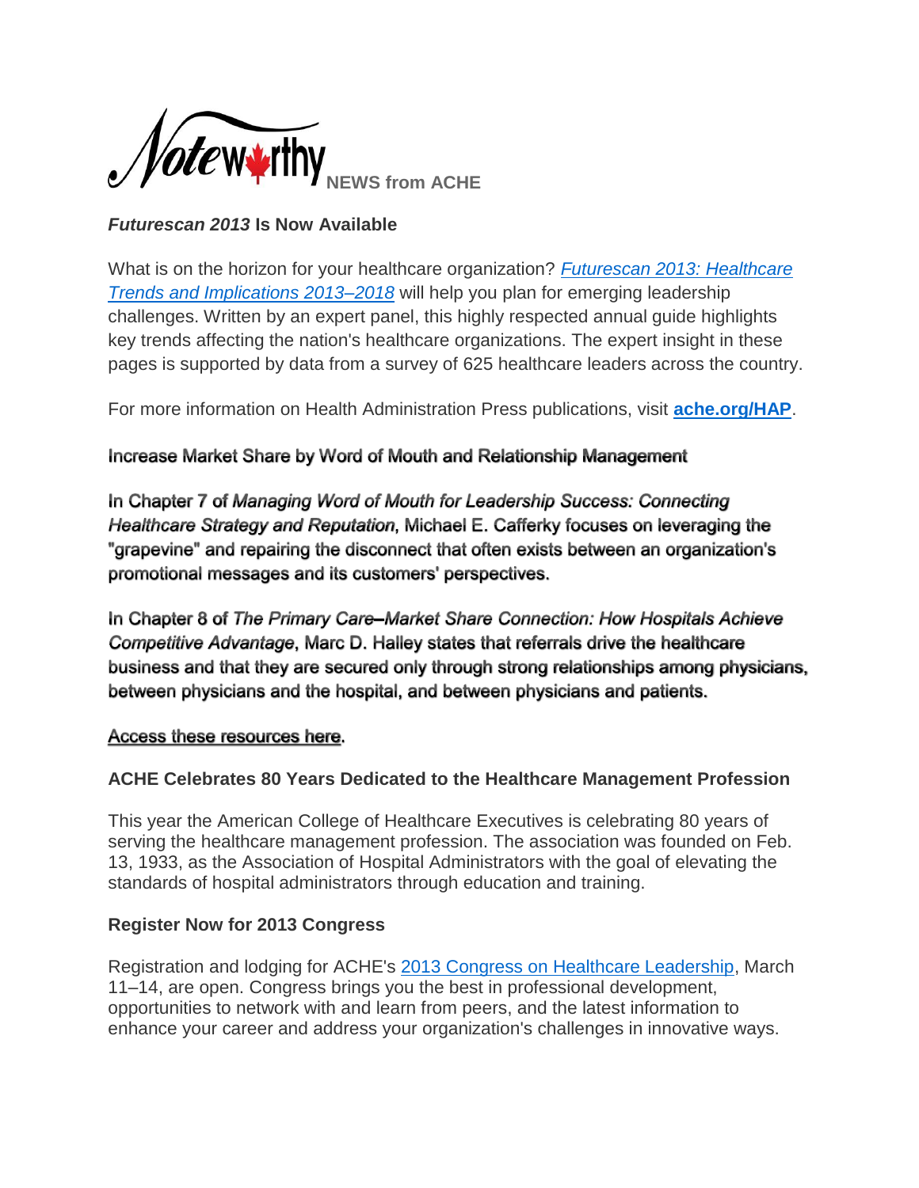# Noteworthy NEWS from ACHE

### *Futurescan 2013* Is Now Available

What is on the horizon for your healthcare organization? *Futurescan 2013: Healthcare Trends and Implications 2013–2018* will help you plan for emerging leadership challenges. Written by an expert panel, this highly respected annual guide highlights key trends affecting the nation's healthcare organizations. The expert insight in these pages is supported by data from a survey of 625 healthcare leaders across the country.

For more information on Health Administration Press publications, visit **ache.org/HAP**.

### Increase Market Share by Word of Mouth and Relationship Management

In Chapter 7 of *Managing Word of Mouth for Leadership Success: Connecting Healthcare Strategy and Reputation*, Michael E. Cafferky focuses on leveraging the "grapevine" and repairing the disconnect that often exists between an organization's promotional messages and its customers' perspectives.

In Chapter 8 of *The Primary Care–Market Share Connection: How Hospitals Achieve Competitive Advantage*, Marc D. Halley states that referrals drive the healthcare business and that they are secured only through strong relationships among physicians, between physicians and the hospital, and between physicians and patients.

Access these resources here.

### ACHE Celebrates 80 Years Dedicated to the Healthcare Management Profession

This year the American College of Healthcare Executives is celebrating 80 years of serving the healthcare management profession. The association was founded on Feb. 13, 1933, as the Association of Hospital Administrators with the goal of elevating the standards of hospital administrators through education and training.

### Register Now for 2013 Congress

Registration and lodging for ACHE's 2013 Congress on Healthcare Leadership, March 11–14, are open. Congress brings you the best in professional development, opportunities to network with and learn from peers, and the latest information to enhance your career and address your organization's challenges in innovative ways.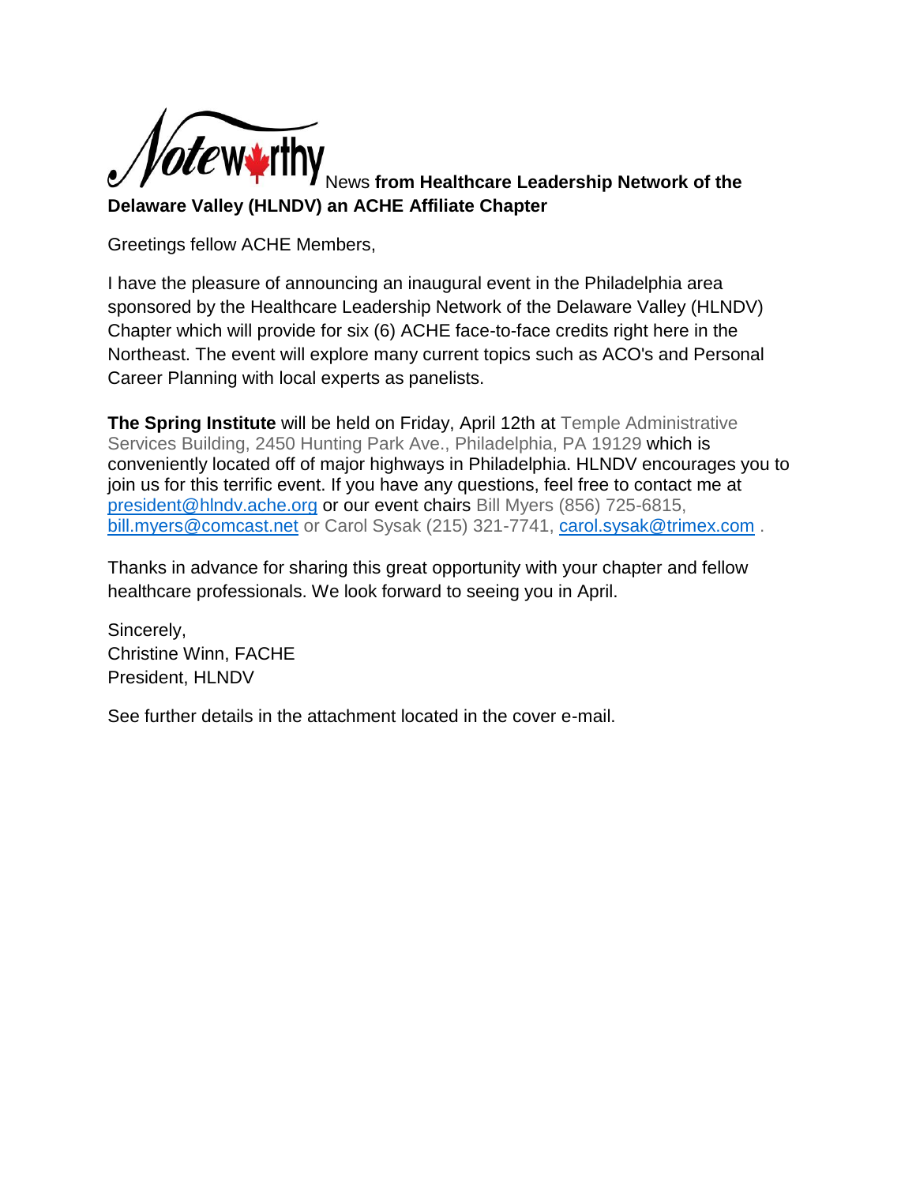Noteworthy News **from Healthcare Leadership Network of the Delaware Valley (HLNDV) an ACHE Affiliate Chapter**

Greetings fellow ACHE Members,

I have the pleasure of announcing an inaugural event in the Philadelphia area sponsored by the Healthcare Leadership Network of the Delaware Valley (HLNDV) Chapter which will provide for six (6) ACHE face-to-face credits right here in the Northeast. The event will explore many current topics such as ACO's and Personal Career Planning with local experts as panelists.

**The Spring Institute** will be held on Friday, April 12th at Temple Administrative Services Building, 2450 Hunting Park Ave., Philadelphia, PA 19129 which is conveniently located off of major highways in Philadelphia. HLNDV encourages you to join us for this terrific event. If you have any questions, feel free to contact me at president@hlndv.ache.org or our event chairs Bill Myers (856) 725-6815, bill.myers@comcast.net or Carol Sysak (215) 321-7741, carol.sysak@trimex.com .

Thanks in advance for sharing this great opportunity with your chapter and fellow healthcare professionals. We look forward to seeing you in April.

Sincerely,
Christine Winn, FACHE
President, HLNDV

See further details in the attachment located in the cover e-mail.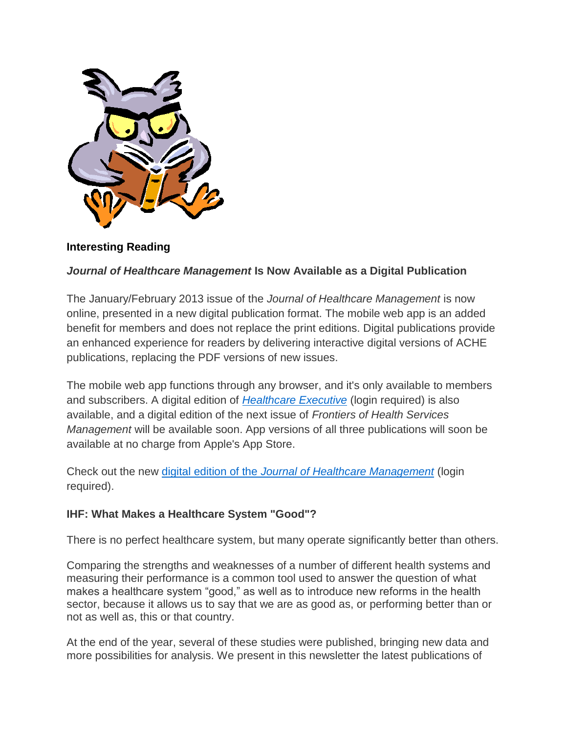**Interesting Reading**

***Journal of Healthcare Management*** **Is Now Available as a Digital Publication**

The January/February 2013 issue of the *Journal of Healthcare Management* is now online, presented in a new digital publication format. The mobile web app is an added benefit for members and does not replace the print editions. Digital publications provide an enhanced experience for readers by delivering interactive digital versions of ACHE publications, replacing the PDF versions of new issues.

The mobile web app functions through any browser, and it's only available to members and subscribers. A digital edition of *Healthcare Executive* (login required) is also available, and a digital edition of the next issue of *Frontiers of Health Services Management* will be available soon. App versions of all three publications will soon be available at no charge from Apple's App Store.

Check out the new digital edition of the *Journal of Healthcare Management* (login required).

**IHF: What Makes a Healthcare System "Good"?**

There is no perfect healthcare system, but many operate significantly better than others.

Comparing the strengths and weaknesses of a number of different health systems and measuring their performance is a common tool used to answer the question of what makes a healthcare system "good," as well as to introduce new reforms in the health sector, because it allows us to say that we are as good as, or performing better than or not as well as, this or that country.

At the end of the year, several of these studies were published, bringing new data and more possibilities for analysis. We present in this newsletter the latest publications of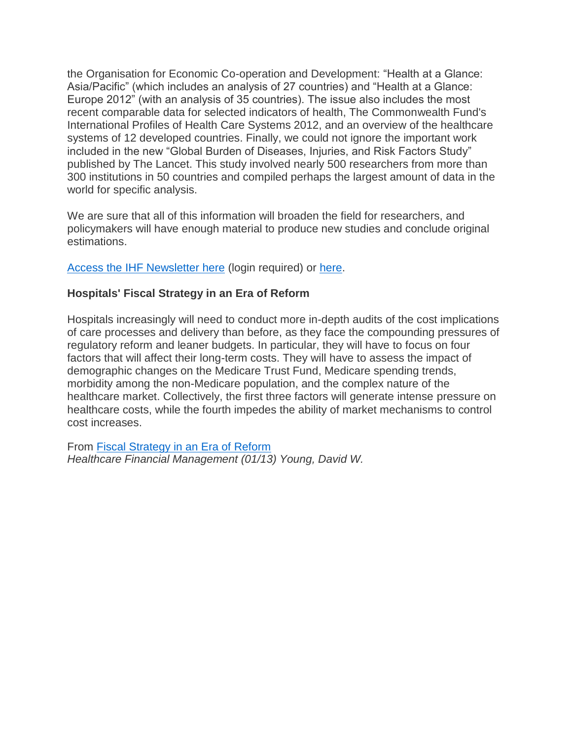the Organisation for Economic Co-operation and Development: “Health at a Glance: Asia/Pacific” (which includes an analysis of 27 countries) and “Health at a Glance: Europe 2012” (with an analysis of 35 countries). The issue also includes the most recent comparable data for selected indicators of health, The Commonwealth Fund's International Profiles of Health Care Systems 2012, and an overview of the healthcare systems of 12 developed countries. Finally, we could not ignore the important work included in the new “Global Burden of Diseases, Injuries, and Risk Factors Study” published by The Lancet. This study involved nearly 500 researchers from more than 300 institutions in 50 countries and compiled perhaps the largest amount of data in the world for specific analysis.

We are sure that all of this information will broaden the field for researchers, and policymakers will have enough material to produce new studies and conclude original estimations.

Access the IHF Newsletter here (login required) or here.

**Hospitals' Fiscal Strategy in an Era of Reform**

Hospitals increasingly will need to conduct more in-depth audits of the cost implications of care processes and delivery than before, as they face the compounding pressures of regulatory reform and leaner budgets. In particular, they will have to focus on four factors that will affect their long-term costs. They will have to assess the impact of demographic changes on the Medicare Trust Fund, Medicare spending trends, morbidity among the non-Medicare population, and the complex nature of the healthcare market. Collectively, the first three factors will generate intense pressure on healthcare costs, while the fourth impedes the ability of market mechanisms to control cost increases.

From Fiscal Strategy in an Era of Reform
*Healthcare Financial Management (01/13) Young, David W.*